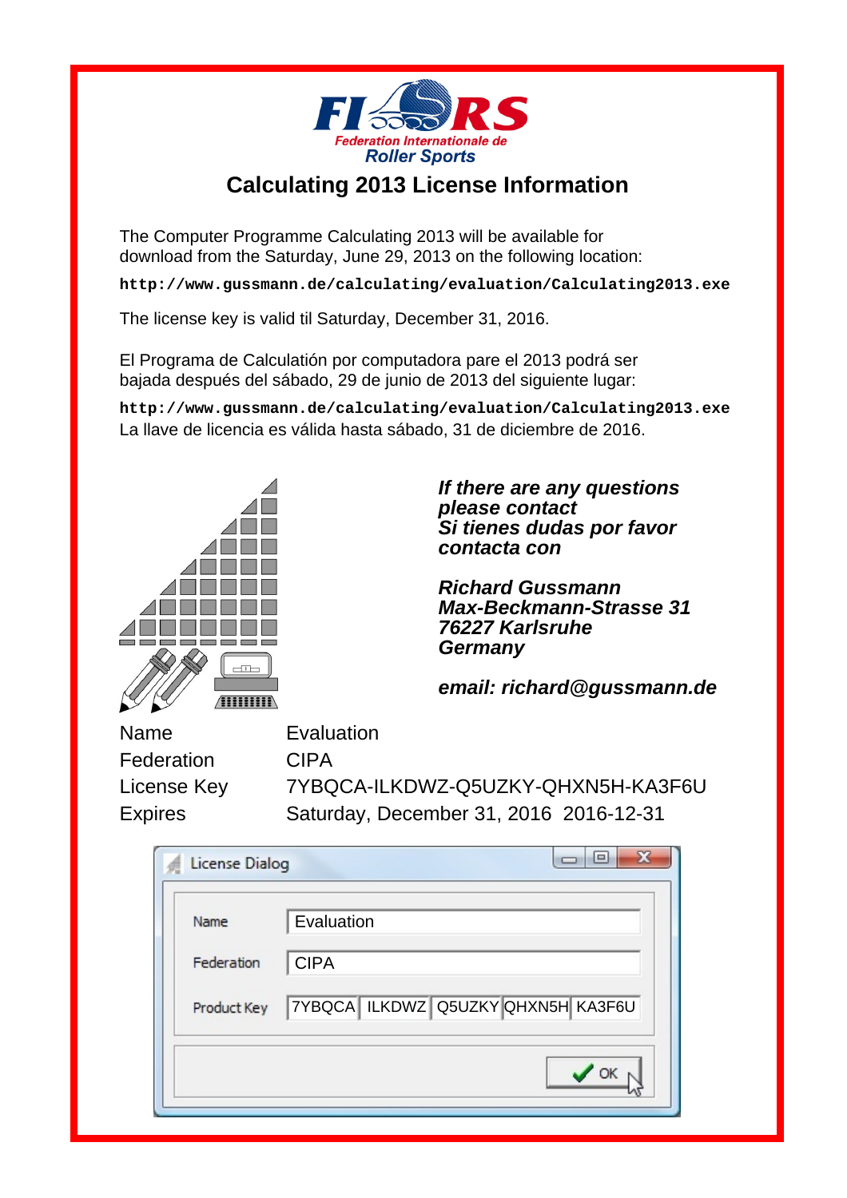FIRS

Federation Internationale de Roller Sports

# Calculating 2013 License Information

The Computer Programme Calculating 2013 will be available for download from the Saturday, June 29, 2013 on the following location:

```
http://www.gussmann.de/calculating/evaluation/Calculating2013.exe
```

The license key is valid til Saturday, December 31, 2016.

El Programa de Calculatión por computadora pare el 2013 podrá ser bajada después del sábado, 29 de junio de 2013 del siguiente lugar:

```
http://www.gussmann.de/calculating/evaluation/Calculating2013.exe
```

La llave de licencia es válida hasta sábado, 31 de diciembre de 2016.

***If there are any questions please contact***
***Si tienes dudas por favor contacta con***

***Richard Gussmann***
***Max-Beckmann-Strasse 31***
***76227 Karlsruhe***
***Germany***

***email: richard@gussmann.de***

| | |
|---|---|
| Name | Evaluation |
| Federation | CIPA |
| License Key | 7YBQCA-ILKDWZ-Q5UZKY-QHXN5H-KA3F6U |
| Expires | Saturday, December 31, 2016  2016-12-31 |

License Dialog

Name: Evaluation

Federation: CIPA

Product Key: 7YBQCA ILKDWZ Q5UZKY QHXN5H KA3F6U

OK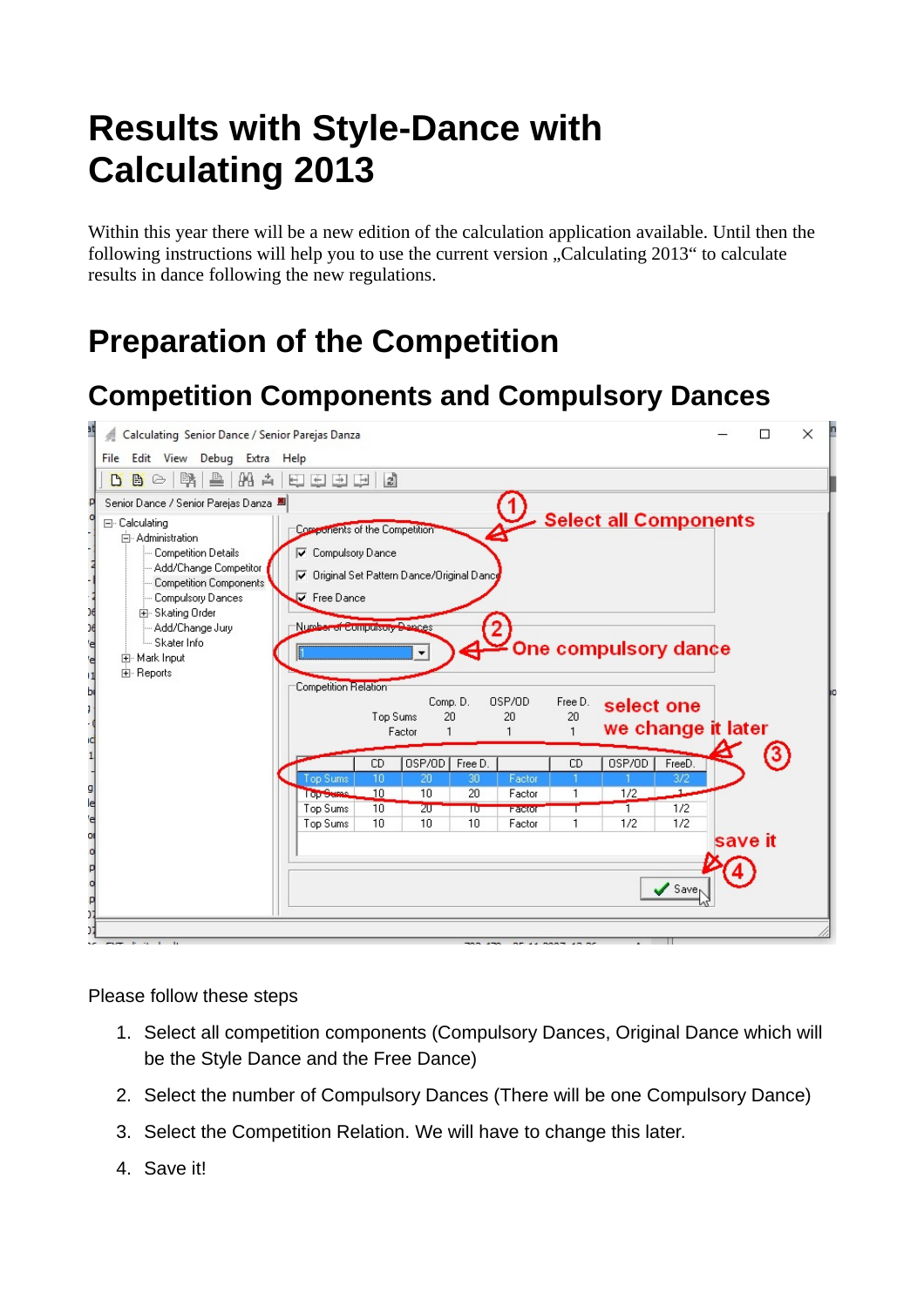# Results with Style-Dance with Calculating 2013

Within this year there will be a new edition of the calculation application available. Until then the following instructions will help you to use the current version „Calculating 2013“ to calculate results in dance following the new regulations.

# Preparation of the Competition

## Competition Components and Compulsory Dances

Please follow these steps

1. Select all competition components (Compulsory Dances, Original Dance which will be the Style Dance and the Free Dance)
2. Select the number of Compulsory Dances (There will be one Compulsory Dance)
3. Select the Competition Relation. We will have to change this later.
4. Save it!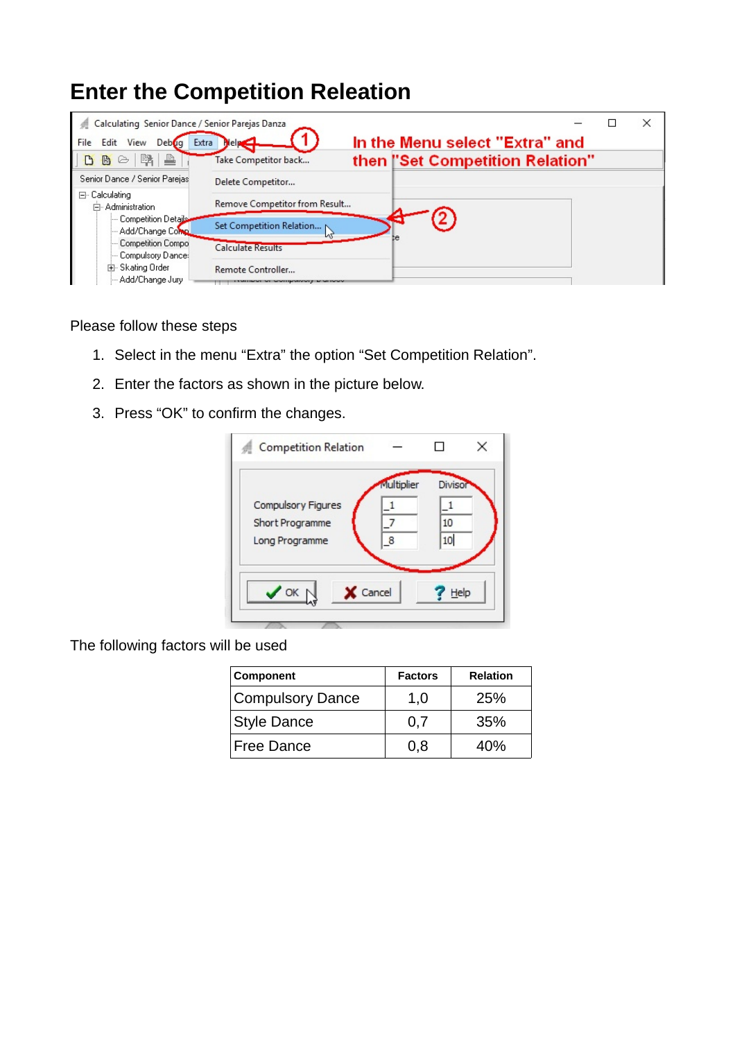# Enter the Competition Releation

Please follow these steps

1. Select in the menu “Extra” the option “Set Competition Relation”.
2. Enter the factors as shown in the picture below.
3. Press “OK” to confirm the changes.

The following factors will be used

| Component | Factors | Relation |
|---|---|---|
| Compulsory Dance | 1,0 | 25% |
| Style Dance | 0,7 | 35% |
| Free Dance | 0,8 | 40% |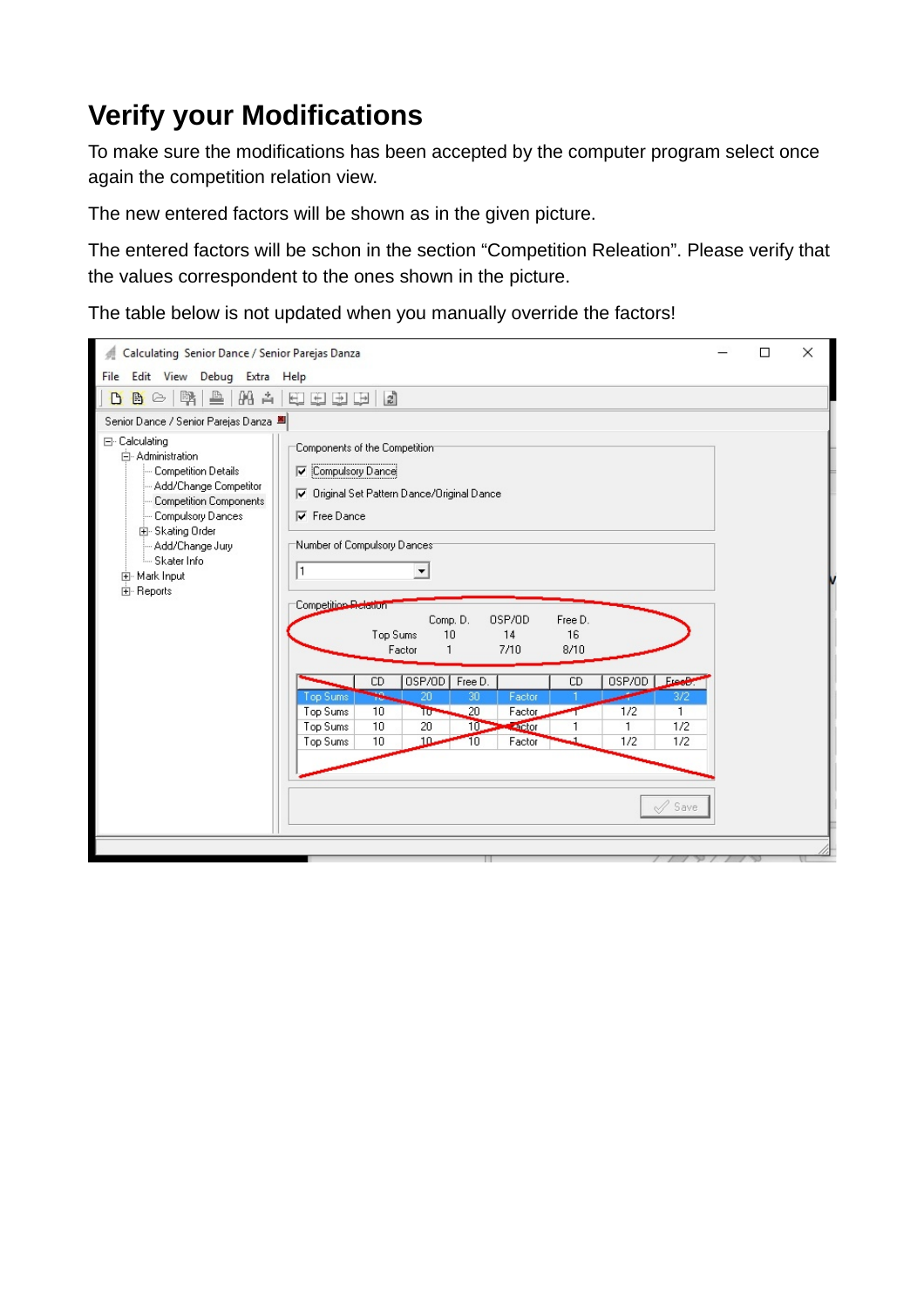# Verify your Modifications

To make sure the modifications has been accepted by the computer program select once again the competition relation view.

The new entered factors will be shown as in the given picture.

The entered factors will be schon in the section “Competition Releation”. Please verify that the values correspondent to the ones shown in the picture.

The table below is not updated when you manually override the factors!